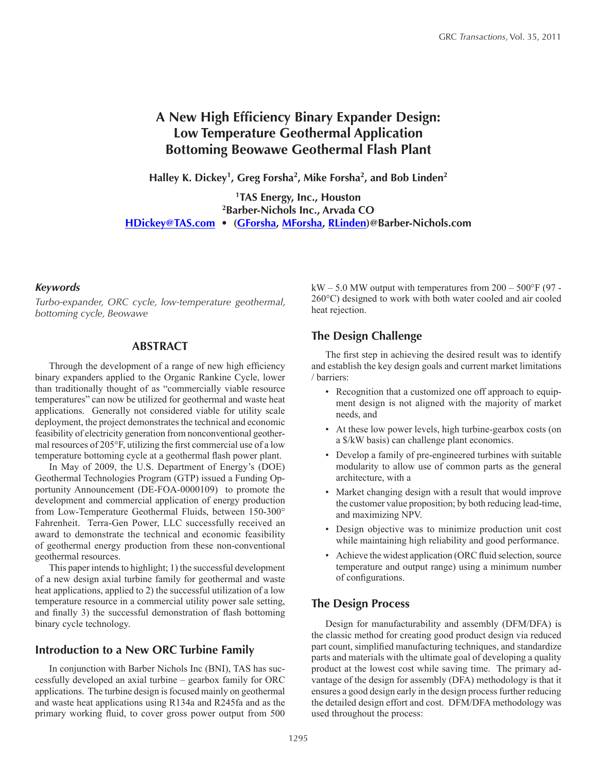# A New High Efficiency Binary Expander Design: Low Temperature Geothermal Application Bottoming Beowawe Geothermal Flash Plant

**Halley K. Dickey[1], Greg Forsha[2], Mike Forsha[2], and Bob Linden[2]**

**[1]TAS Energy, Inc., Houston**
**[2]Barber-Nichols Inc., Arvada CO**
**HDickey@TAS.com • (GForsha, MForsha, RLinden)@Barber-Nichols.com**

### *Keywords*

*Turbo-expander, ORC cycle, low-temperature geothermal, bottoming cycle, Beowawe*

## ABSTRACT

Through the development of a range of new high efficiency binary expanders applied to the Organic Rankine Cycle, lower than traditionally thought of as "commercially viable resource temperatures" can now be utilized for geothermal and waste heat applications. Generally not considered viable for utility scale deployment, the project demonstrates the technical and economic feasibility of electricity generation from nonconventional geothermal resources of 205°F, utilizing the first commercial use of a low temperature bottoming cycle at a geothermal flash power plant.

In May of 2009, the U.S. Department of Energy's (DOE) Geothermal Technologies Program (GTP) issued a Funding Opportunity Announcement (DE-FOA-0000109) to promote the development and commercial application of energy production from Low-Temperature Geothermal Fluids, between 150-300° Fahrenheit. Terra-Gen Power, LLC successfully received an award to demonstrate the technical and economic feasibility of geothermal energy production from these non-conventional geothermal resources.

This paper intends to highlight; 1) the successful development of a new design axial turbine family for geothermal and waste heat applications, applied to 2) the successful utilization of a low temperature resource in a commercial utility power sale setting, and finally 3) the successful demonstration of flash bottoming binary cycle technology.

## Introduction to a New ORC Turbine Family

In conjunction with Barber Nichols Inc (BNI), TAS has successfully developed an axial turbine – gearbox family for ORC applications. The turbine design is focused mainly on geothermal and waste heat applications using R134a and R245fa and as the primary working fluid, to cover gross power output from 500 kW – 5.0 MW output with temperatures from 200 – 500°F (97 - 260°C) designed to work with both water cooled and air cooled heat rejection.

## The Design Challenge

The first step in achieving the desired result was to identify and establish the key design goals and current market limitations / barriers:

- Recognition that a customized one off approach to equipment design is not aligned with the majority of market needs, and
- At these low power levels, high turbine-gearbox costs (on a $/kW basis) can challenge plant economics.
- Develop a family of pre-engineered turbines with suitable modularity to allow use of common parts as the general architecture, with a
- Market changing design with a result that would improve the customer value proposition; by both reducing lead-time, and maximizing NPV.
- Design objective was to minimize production unit cost while maintaining high reliability and good performance.
- Achieve the widest application (ORC fluid selection, source temperature and output range) using a minimum number of configurations.

## The Design Process

Design for manufacturability and assembly (DFM/DFA) is the classic method for creating good product design via reduced part count, simplified manufacturing techniques, and standardize parts and materials with the ultimate goal of developing a quality product at the lowest cost while saving time. The primary advantage of the design for assembly (DFA) methodology is that it ensures a good design early in the design process further reducing the detailed design effort and cost. DFM/DFA methodology was used throughout the process: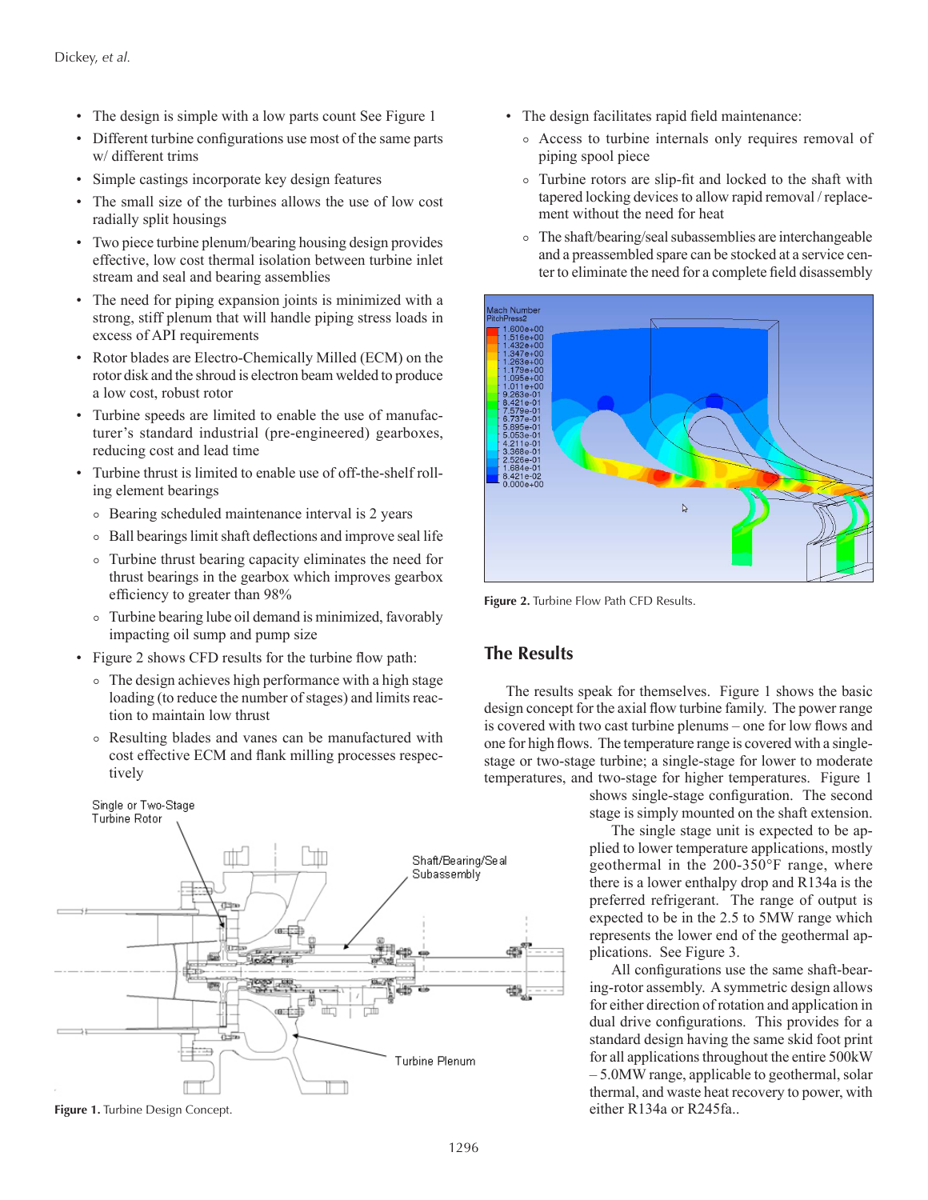- The design is simple with a low parts count See Figure 1
- Different turbine configurations use most of the same parts w/ different trims
- Simple castings incorporate key design features
- The small size of the turbines allows the use of low cost radially split housings
- Two piece turbine plenum/bearing housing design provides effective, low cost thermal isolation between turbine inlet stream and seal and bearing assemblies
- The need for piping expansion joints is minimized with a strong, stiff plenum that will handle piping stress loads in excess of API requirements
- Rotor blades are Electro-Chemically Milled (ECM) on the rotor disk and the shroud is electron beam welded to produce a low cost, robust rotor
- Turbine speeds are limited to enable the use of manufacturer's standard industrial (pre-engineered) gearboxes, reducing cost and lead time
- Turbine thrust is limited to enable use of off-the-shelf rolling element bearings
  - Bearing scheduled maintenance interval is 2 years
  - Ball bearings limit shaft deflections and improve seal life
  - Turbine thrust bearing capacity eliminates the need for thrust bearings in the gearbox which improves gearbox efficiency to greater than 98%
  - Turbine bearing lube oil demand is minimized, favorably impacting oil sump and pump size
- Figure 2 shows CFD results for the turbine flow path:
  - The design achieves high performance with a high stage loading (to reduce the number of stages) and limits reaction to maintain low thrust
  - Resulting blades and vanes can be manufactured with cost effective ECM and flank milling processes respectively
- The design facilitates rapid field maintenance:
  - Access to turbine internals only requires removal of piping spool piece
  - Turbine rotors are slip-fit and locked to the shaft with tapered locking devices to allow rapid removal / replacement without the need for heat
  - The shaft/bearing/seal subassemblies are interchangeable and a preassembled spare can be stocked at a service center to eliminate the need for a complete field disassembly

**Figure 2.** Turbine Flow Path CFD Results.

## The Results

The results speak for themselves. Figure 1 shows the basic design concept for the axial flow turbine family. The power range is covered with two cast turbine plenums – one for low flows and one for high flows. The temperature range is covered with a single-stage or two-stage turbine; a single-stage for lower to moderate temperatures, and two-stage for higher temperatures. Figure 1 shows single-stage configuration. The second stage is simply mounted on the shaft extension.

The single stage unit is expected to be applied to lower temperature applications, mostly geothermal in the 200-350°F range, where there is a lower enthalpy drop and R134a is the preferred refrigerant. The range of output is expected to be in the 2.5 to 5MW range which represents the lower end of the geothermal applications. See Figure 3.

All configurations use the same shaft-bearing-rotor assembly. A symmetric design allows for either direction of rotation and application in dual drive configurations. This provides for a standard design having the same skid foot print for all applications throughout the entire 500kW – 5.0MW range, applicable to geothermal, solar thermal, and waste heat recovery to power, with either R134a or R245fa..

**Figure 1.** Turbine Design Concept.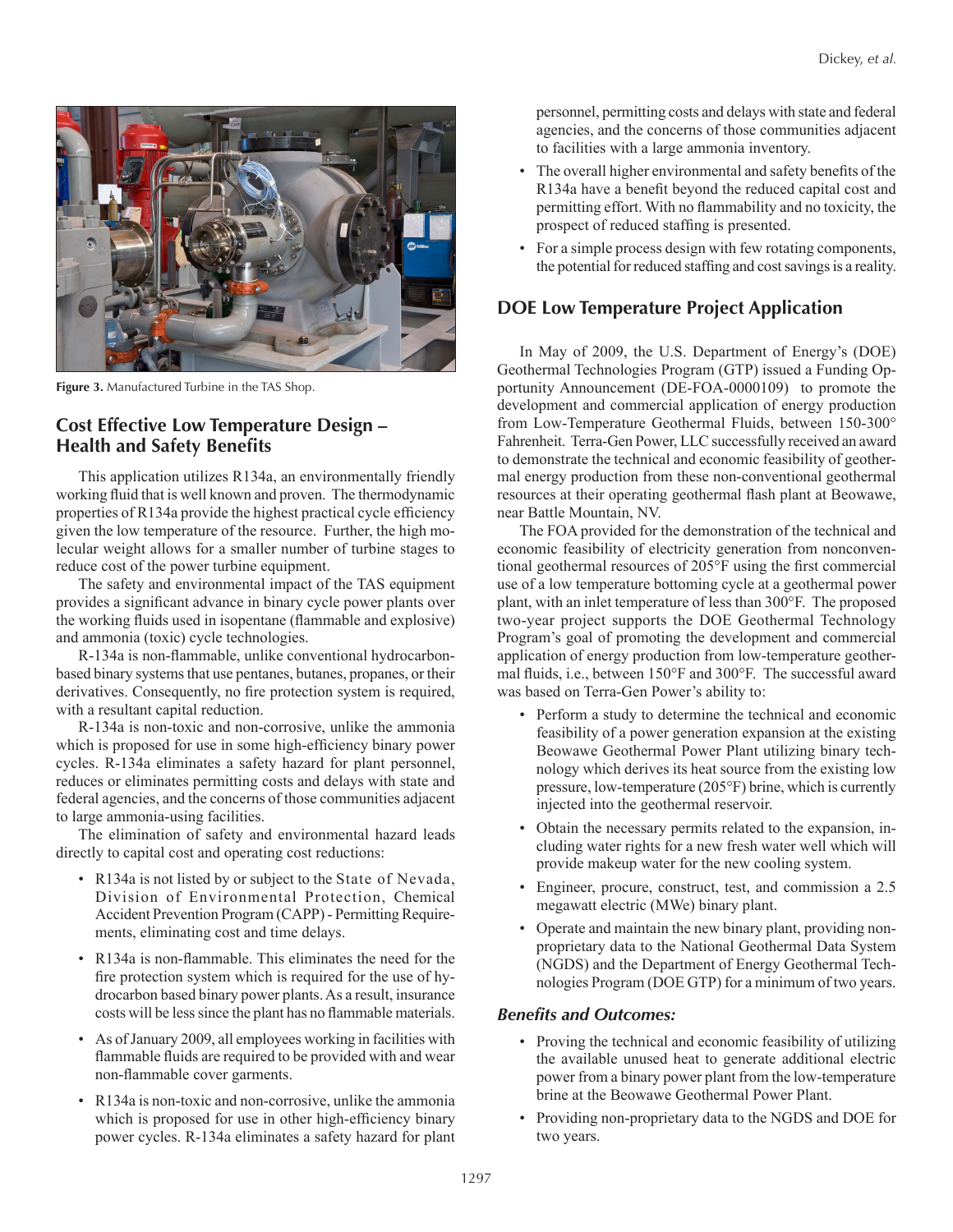Figure 3. Manufactured Turbine in the TAS Shop.

## Cost Effective Low Temperature Design – Health and Safety Benefits

This application utilizes R134a, an environmentally friendly working fluid that is well known and proven. The thermodynamic properties of R134a provide the highest practical cycle efficiency given the low temperature of the resource. Further, the high molecular weight allows for a smaller number of turbine stages to reduce cost of the power turbine equipment.

The safety and environmental impact of the TAS equipment provides a significant advance in binary cycle power plants over the working fluids used in isopentane (flammable and explosive) and ammonia (toxic) cycle technologies.

R-134a is non-flammable, unlike conventional hydrocarbon-based binary systems that use pentanes, butanes, propanes, or their derivatives. Consequently, no fire protection system is required, with a resultant capital reduction.

R-134a is non-toxic and non-corrosive, unlike the ammonia which is proposed for use in some high-efficiency binary power cycles. R-134a eliminates a safety hazard for plant personnel, reduces or eliminates permitting costs and delays with state and federal agencies, and the concerns of those communities adjacent to large ammonia-using facilities.

The elimination of safety and environmental hazard leads directly to capital cost and operating cost reductions:

- R134a is not listed by or subject to the State of Nevada, Division of Environmental Protection, Chemical Accident Prevention Program (CAPP) - Permitting Requirements, eliminating cost and time delays.
- R134a is non-flammable. This eliminates the need for the fire protection system which is required for the use of hydrocarbon based binary power plants. As a result, insurance costs will be less since the plant has no flammable materials.
- As of January 2009, all employees working in facilities with flammable fluids are required to be provided with and wear non-flammable cover garments.
- R134a is non-toxic and non-corrosive, unlike the ammonia which is proposed for use in other high-efficiency binary power cycles. R-134a eliminates a safety hazard for plant personnel, permitting costs and delays with state and federal agencies, and the concerns of those communities adjacent to facilities with a large ammonia inventory.
- The overall higher environmental and safety benefits of the R134a have a benefit beyond the reduced capital cost and permitting effort. With no flammability and no toxicity, the prospect of reduced staffing is presented.
- For a simple process design with few rotating components, the potential for reduced staffing and cost savings is a reality.

## DOE Low Temperature Project Application

In May of 2009, the U.S. Department of Energy's (DOE) Geothermal Technologies Program (GTP) issued a Funding Opportunity Announcement (DE-FOA-0000109) to promote the development and commercial application of energy production from Low-Temperature Geothermal Fluids, between 150-300° Fahrenheit. Terra-Gen Power, LLC successfully received an award to demonstrate the technical and economic feasibility of geothermal energy production from these non-conventional geothermal resources at their operating geothermal flash plant at Beowawe, near Battle Mountain, NV.

The FOA provided for the demonstration of the technical and economic feasibility of electricity generation from nonconventional geothermal resources of 205°F using the first commercial use of a low temperature bottoming cycle at a geothermal power plant, with an inlet temperature of less than 300°F. The proposed two-year project supports the DOE Geothermal Technology Program's goal of promoting the development and commercial application of energy production from low-temperature geothermal fluids, i.e., between 150°F and 300°F. The successful award was based on Terra-Gen Power's ability to:

- Perform a study to determine the technical and economic feasibility of a power generation expansion at the existing Beowawe Geothermal Power Plant utilizing binary technology which derives its heat source from the existing low pressure, low-temperature (205°F) brine, which is currently injected into the geothermal reservoir.
- Obtain the necessary permits related to the expansion, including water rights for a new fresh water well which will provide makeup water for the new cooling system.
- Engineer, procure, construct, test, and commission a 2.5 megawatt electric (MWe) binary plant.
- Operate and maintain the new binary plant, providing non-proprietary data to the National Geothermal Data System (NGDS) and the Department of Energy Geothermal Technologies Program (DOE GTP) for a minimum of two years.

### *Benefits and Outcomes:*

- Proving the technical and economic feasibility of utilizing the available unused heat to generate additional electric power from a binary power plant from the low-temperature brine at the Beowawe Geothermal Power Plant.
- Providing non-proprietary data to the NGDS and DOE for two years.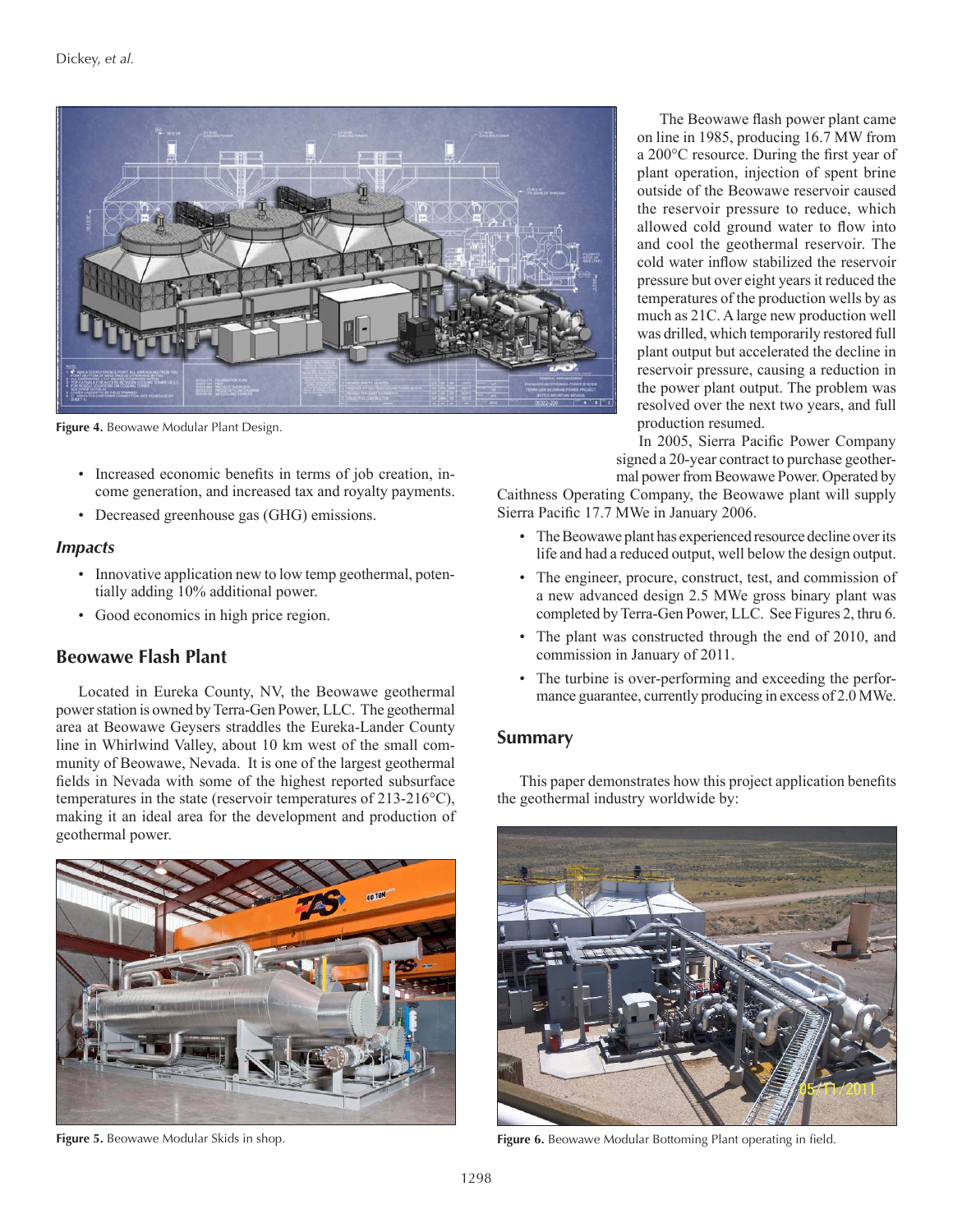Figure 4. Beowawe Modular Plant Design.

- Increased economic benefits in terms of job creation, income generation, and increased tax and royalty payments.
- Decreased greenhouse gas (GHG) emissions.

### Impacts

- Innovative application new to low temp geothermal, potentially adding 10% additional power.
- Good economics in high price region.

## Beowawe Flash Plant

Located in Eureka County, NV, the Beowawe geothermal power station is owned by Terra-Gen Power, LLC. The geothermal area at Beowawe Geysers straddles the Eureka-Lander County line in Whirlwind Valley, about 10 km west of the small community of Beowawe, Nevada. It is one of the largest geothermal fields in Nevada with some of the highest reported subsurface temperatures in the state (reservoir temperatures of 213-216°C), making it an ideal area for the development and production of geothermal power.

The Beowawe flash power plant came on line in 1985, producing 16.7 MW from a 200°C resource. During the first year of plant operation, injection of spent brine outside of the Beowawe reservoir caused the reservoir pressure to reduce, which allowed cold ground water to flow into and cool the geothermal reservoir. The cold water inflow stabilized the reservoir pressure but over eight years it reduced the temperatures of the production wells by as much as 21C. A large new production well was drilled, which temporarily restored full plant output but accelerated the decline in reservoir pressure, causing a reduction in the power plant output. The problem was resolved over the next two years, and full production resumed.

In 2005, Sierra Pacific Power Company signed a 20-year contract to purchase geothermal power from Beowawe Power. Operated by Caithness Operating Company, the Beowawe plant will supply Sierra Pacific 17.7 MWe in January 2006.

- The Beowawe plant has experienced resource decline over its life and had a reduced output, well below the design output.
- The engineer, procure, construct, test, and commission of a new advanced design 2.5 MWe gross binary plant was completed by Terra-Gen Power, LLC. See Figures 2, thru 6.
- The plant was constructed through the end of 2010, and commission in January of 2011.
- The turbine is over-performing and exceeding the performance guarantee, currently producing in excess of 2.0 MWe.

## Summary

This paper demonstrates how this project application benefits the geothermal industry worldwide by:

Figure 5. Beowawe Modular Skids in shop.

Figure 6. Beowawe Modular Bottoming Plant operating in field.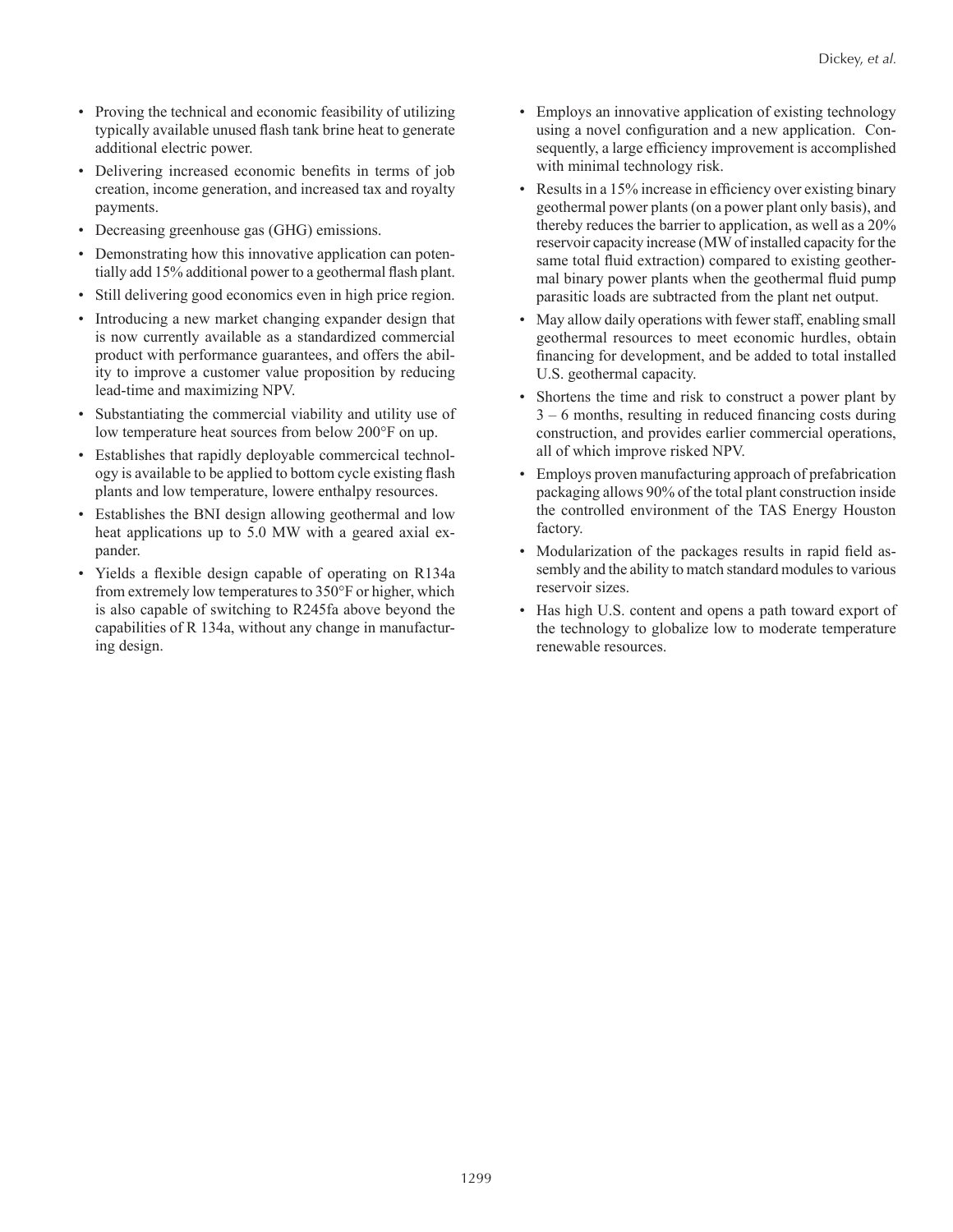- Proving the technical and economic feasibility of utilizing typically available unused flash tank brine heat to generate additional electric power.
- Delivering increased economic benefits in terms of job creation, income generation, and increased tax and royalty payments.
- Decreasing greenhouse gas (GHG) emissions.
- Demonstrating how this innovative application can potentially add 15% additional power to a geothermal flash plant.
- Still delivering good economics even in high price region.
- Introducing a new market changing expander design that is now currently available as a standardized commercial product with performance guarantees, and offers the ability to improve a customer value proposition by reducing lead-time and maximizing NPV.
- Substantiating the commercial viability and utility use of low temperature heat sources from below 200°F on up.
- Establishes that rapidly deployable commercical technology is available to be applied to bottom cycle existing flash plants and low temperature, lowere enthalpy resources.
- Establishes the BNI design allowing geothermal and low heat applications up to 5.0 MW with a geared axial expander.
- Yields a flexible design capable of operating on R134a from extremely low temperatures to 350°F or higher, which is also capable of switching to R245fa above beyond the capabilities of R 134a, without any change in manufacturing design.
- Employs an innovative application of existing technology using a novel configuration and a new application. Consequently, a large efficiency improvement is accomplished with minimal technology risk.
- Results in a 15% increase in efficiency over existing binary geothermal power plants (on a power plant only basis), and thereby reduces the barrier to application, as well as a 20% reservoir capacity increase (MW of installed capacity for the same total fluid extraction) compared to existing geothermal binary power plants when the geothermal fluid pump parasitic loads are subtracted from the plant net output.
- May allow daily operations with fewer staff, enabling small geothermal resources to meet economic hurdles, obtain financing for development, and be added to total installed U.S. geothermal capacity.
- Shortens the time and risk to construct a power plant by 3 – 6 months, resulting in reduced financing costs during construction, and provides earlier commercial operations, all of which improve risked NPV.
- Employs proven manufacturing approach of prefabrication packaging allows 90% of the total plant construction inside the controlled environment of the TAS Energy Houston factory.
- Modularization of the packages results in rapid field assembly and the ability to match standard modules to various reservoir sizes.
- Has high U.S. content and opens a path toward export of the technology to globalize low to moderate temperature renewable resources.